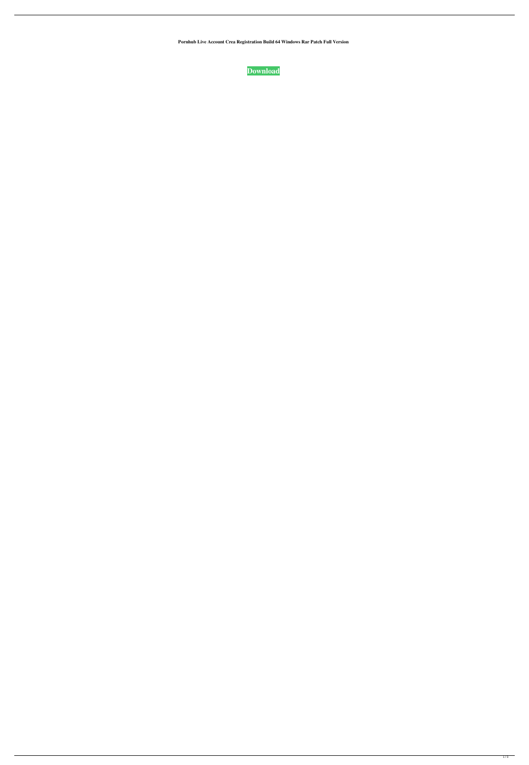**Pornhub Live Account Crea Registration Build 64 Windows Rar Patch Full Version**

**Download**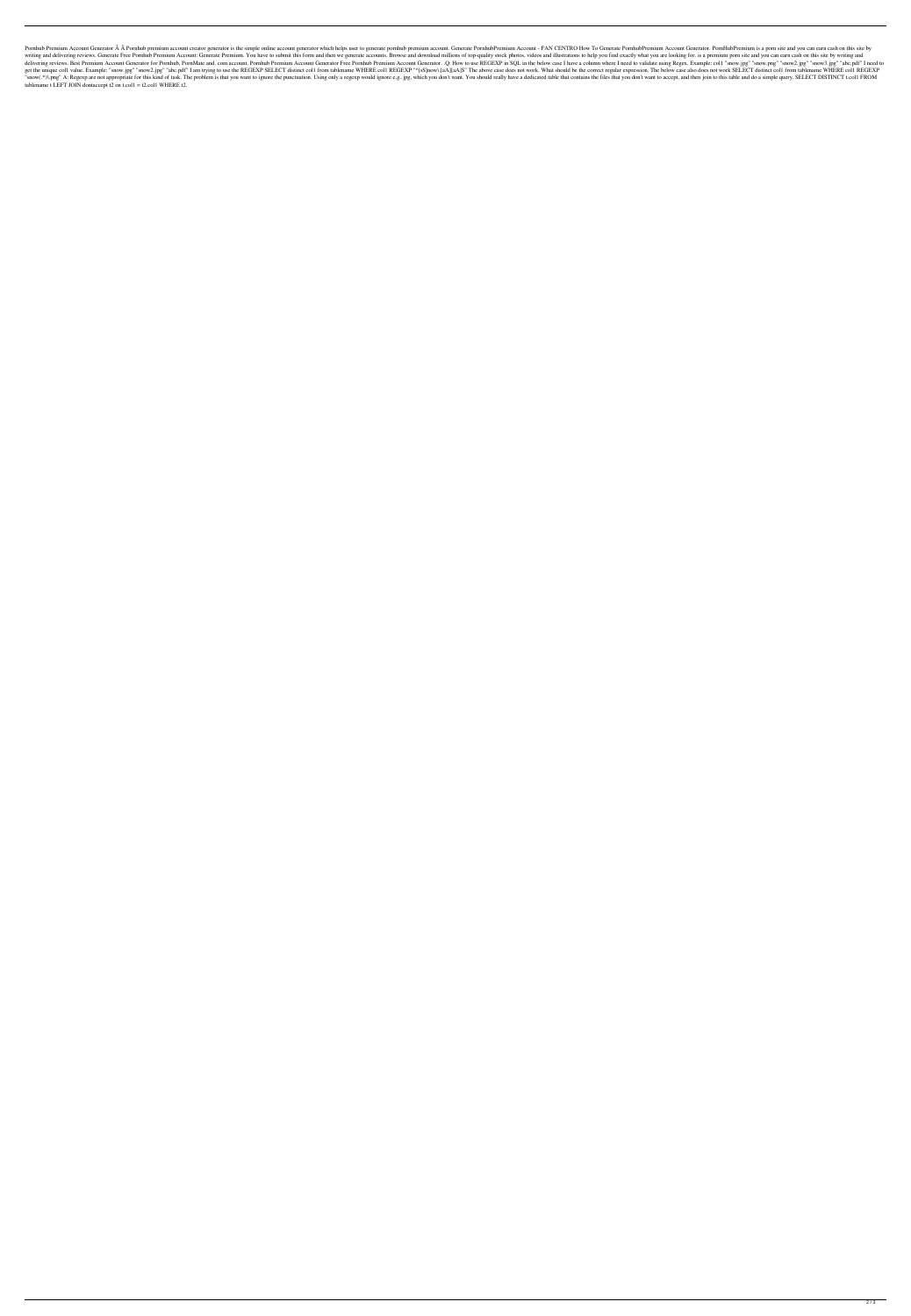Pornhub Premium Account Generator Â Â Pornhub premium account creator generator is the simple online account generator which helps user to generate pornhub premium account. Generate PornhubPremium Account - FAN CENTRO How To Generate PornhubPremium Account Generator. PornHubPremium is a porn site and you can earn cash on this site by writing and delivering reviews. Generate Free Pornhub Premium Account: Generate Premium. You have to submit this form and then we generate accounts. Browse and download millions of top-quality stock photos, videos and illustrations to help you find exactly what you are looking for. is a premium porn site and you can earn cash on this site by writing and delivering reviews. Best Premium Account Generator for Pornhub, PornMate and. com account. Pornhub Premium Account Generator Free Pornhub Premium Account Generator . .Q: How to use REGEXP in SQL in the below case I have a column where I need to validate using Regex. Example: col1 "snow.jpg" "snow.png" "snow2.jpg" "snow3.jpg" "abc.pdf" I need to get the unique col1 value. Example: "snow.jpg" "snow2.jpg" "abc.pdf" I am trying to use the REGEXP SELECT distinct col1 from tablename WHERE col1 REGEXP '^[sS]now\.[aA][sA]$' The above case does not work. What should be the correct regular expression. The below case also does not work SELECT distinct col1 from tablename WHERE col1 REGEXP "snow(.*)\.png" A: Regexp are not appropriate for this kind of task. The problem is that you want to ignore the punctuation. Using only a regexp would ignore e.g. .jpg, which you don't want. You should really have a dedicated table that contains the files that you don't want to accept, and then join to this table and do a simple query. SELECT DISTINCT t.col1 FROM tablename t LEFT JOIN dontaccept t2 on t.col1 = t2.col1 WHERE t2.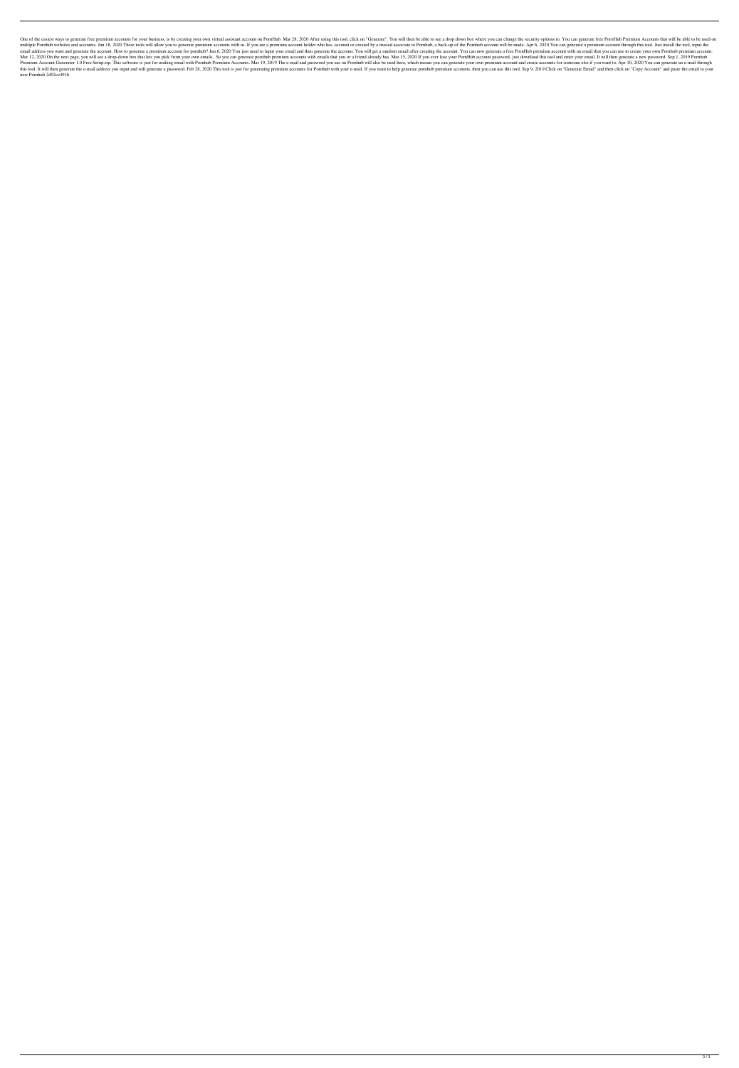One of the easiest ways to generate free premium accounts for your business, is by creating your own virtual assistant account on PornHub. Mar 28, 2020 After using this tool, click on "Generate". You will then be able to see a drop down box where you can change the security options to. You can generate free PornHub Premium Accounts that will be able to be used on multiple Pornhub websites and accounts. Jun 18, 2020 These tools will allow you to generate premium accounts with us. If you are a premium account holder who has. account or created by a trusted associate to Pornhub, a back-up of the Pornhub account will be made. Apr 6, 2020 You can generate a premium account through this tool. Just install the tool, input the email address you want and generate the account. How to generate a premium account for pornhub? Jun 6, 2020 You just need to input your email and then generate the account. You will get a random email after creating the account. You can now generate a free PornHub premium account with an email that you can use to create your own Pornhub premium account. Mar 12, 2020 On the next page, you will see a drop-down box that lets you pick from your own emails.. So you can generate pornhub premium accounts with emails that you or a friend already has. Mar 15, 2020 If you ever lose your PornHub account password, just download this tool and enter your email. It will then generate a new password. Sep 1, 2019 Pornhub Premium Account Generator 1.0 Free Setup.zip. This software is just for making email with Pornhub Premium Accounts. Mar 19, 2019 The e-mail and password you use on Pornhub will also be used here, which means you can generate your own premium account and create accounts for someone else if you want to. Apr 10, 2020 You can generate an e-mail through this tool. It will then generate the e-mail address you input and will generate a password. Feb 28, 2020 This tool is just for generating premium accounts for Pornhub with your e-mail. If you want to help generate pornhub premium accounts, then you can use this tool. Sep 9, 2019 Click on "Generate Email" and then click on "Copy Account" and paste the email to your new Pornhub 2d92ce491b